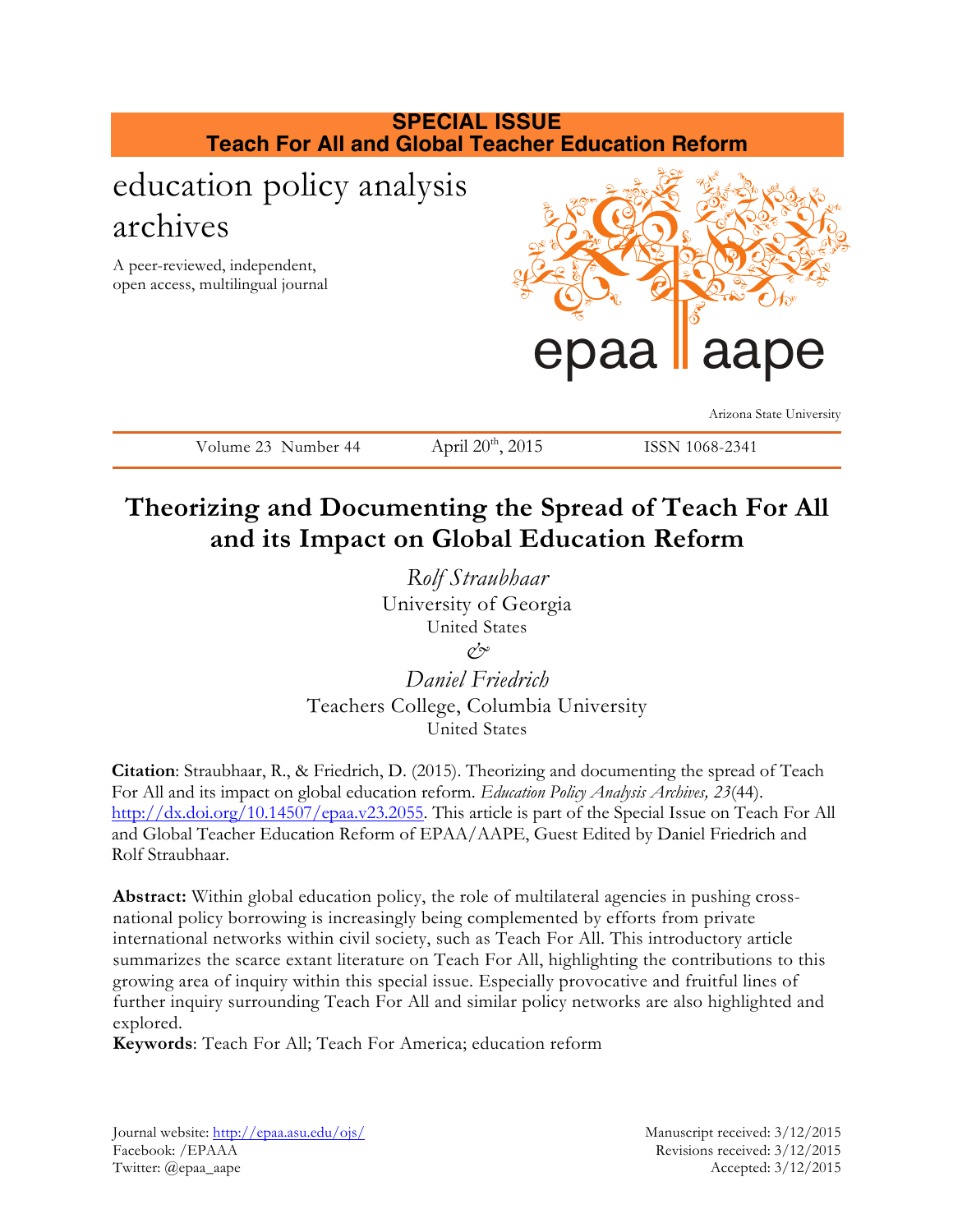**SPECIAL ISSUE**
**Teach For All and Global Teacher Education Reform**

education policy analysis archives

A peer-reviewed, independent, open access, multilingual journal

epaa | aape

Arizona State University

Volume 23 Number 44 | April 20th, 2015 | ISSN 1068-2341

# Theorizing and Documenting the Spread of Teach For All and its Impact on Global Education Reform

*Rolf Straubhaar*
University of Georgia
United States

&

*Daniel Friedrich*
Teachers College, Columbia University
United States

**Citation**: Straubhaar, R., & Friedrich, D. (2015). Theorizing and documenting the spread of Teach For All and its impact on global education reform. *Education Policy Analysis Archives, 23*(44). http://dx.doi.org/10.14507/epaa.v23.2055. This article is part of the Special Issue on Teach For All and Global Teacher Education Reform of EPAA/AAPE, Guest Edited by Daniel Friedrich and Rolf Straubhaar.

**Abstract:** Within global education policy, the role of multilateral agencies in pushing cross-national policy borrowing is increasingly being complemented by efforts from private international networks within civil society, such as Teach For All. This introductory article summarizes the scarce extant literature on Teach For All, highlighting the contributions to this growing area of inquiry within this special issue. Especially provocative and fruitful lines of further inquiry surrounding Teach For All and similar policy networks are also highlighted and explored.

**Keywords**: Teach For All; Teach For America; education reform

Journal website: http://epaa.asu.edu/ojs/
Facebook: /EPAAA
Twitter: @epaa_aape

Manuscript received: 3/12/2015
Revisions received: 3/12/2015
Accepted: 3/12/2015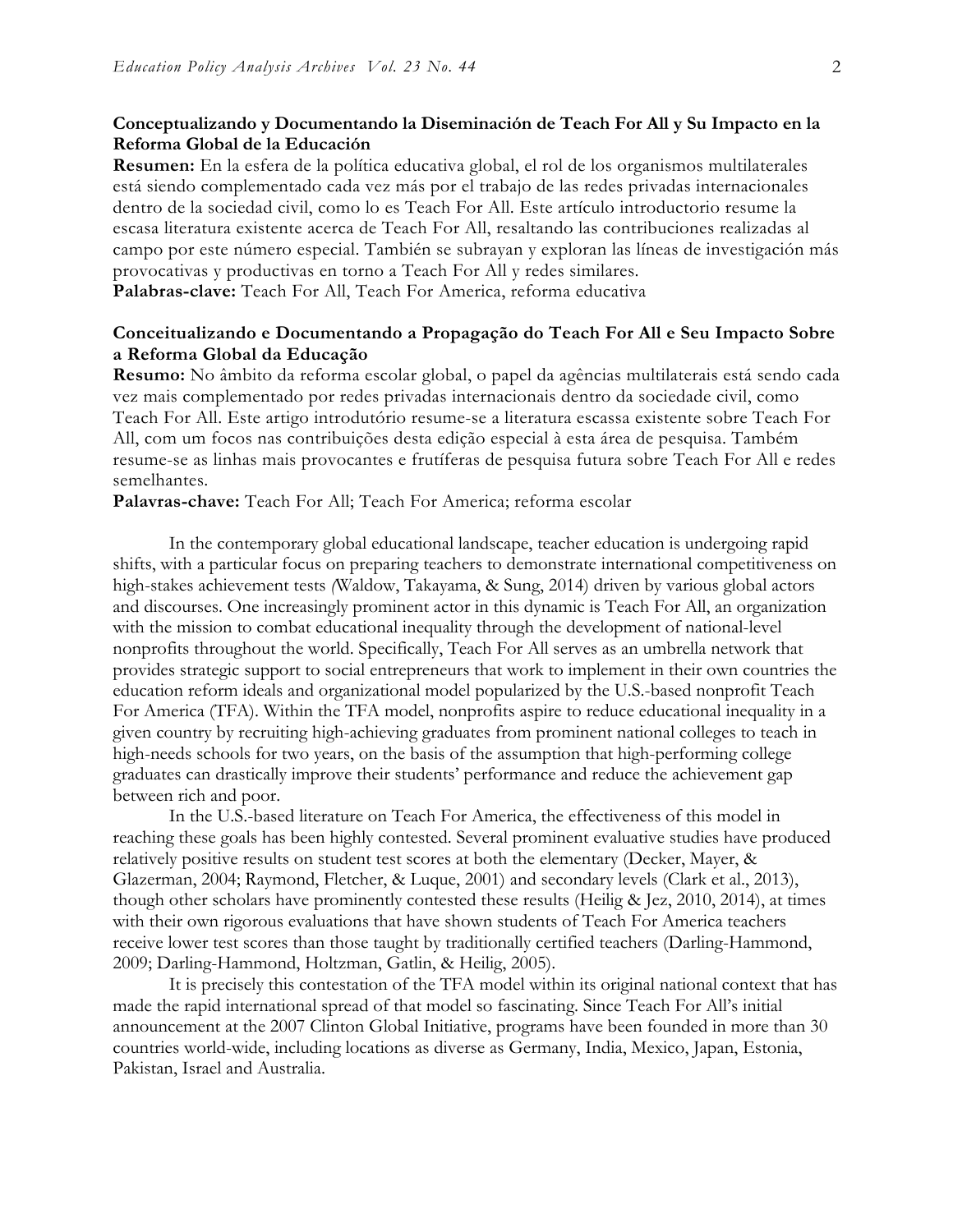**Conceptualizando y Documentando la Diseminación de Teach For All y Su Impacto en la Reforma Global de la Educación**

**Resumen:** En la esfera de la política educativa global, el rol de los organismos multilaterales está siendo complementado cada vez más por el trabajo de las redes privadas internacionales dentro de la sociedad civil, como lo es Teach For All. Este artículo introductorio resume la escasa literatura existente acerca de Teach For All, resaltando las contribuciones realizadas al campo por este número especial. También se subrayan y exploran las líneas de investigación más provocativas y productivas en torno a Teach For All y redes similares.

**Palabras-clave:** Teach For All, Teach For America, reforma educativa

**Conceitualizando e Documentando a Propagação do Teach For All e Seu Impacto Sobre a Reforma Global da Educação**

**Resumo:** No âmbito da reforma escolar global, o papel da agências multilaterais está sendo cada vez mais complementado por redes privadas internacionais dentro da sociedade civil, como Teach For All. Este artigo introdutório resume-se a literatura escassa existente sobre Teach For All, com um focos nas contribuições desta edição especial à esta área de pesquisa. Também resume-se as linhas mais provocantes e frutíferas de pesquisa futura sobre Teach For All e redes semelhantes.

**Palavras-chave:** Teach For All; Teach For America; reforma escolar

In the contemporary global educational landscape, teacher education is undergoing rapid shifts, with a particular focus on preparing teachers to demonstrate international competitiveness on high-stakes achievement tests (Waldow, Takayama, & Sung, 2014) driven by various global actors and discourses. One increasingly prominent actor in this dynamic is Teach For All, an organization with the mission to combat educational inequality through the development of national-level nonprofits throughout the world. Specifically, Teach For All serves as an umbrella network that provides strategic support to social entrepreneurs that work to implement in their own countries the education reform ideals and organizational model popularized by the U.S.-based nonprofit Teach For America (TFA). Within the TFA model, nonprofits aspire to reduce educational inequality in a given country by recruiting high-achieving graduates from prominent national colleges to teach in high-needs schools for two years, on the basis of the assumption that high-performing college graduates can drastically improve their students' performance and reduce the achievement gap between rich and poor.

In the U.S.-based literature on Teach For America, the effectiveness of this model in reaching these goals has been highly contested. Several prominent evaluative studies have produced relatively positive results on student test scores at both the elementary (Decker, Mayer, & Glazerman, 2004; Raymond, Fletcher, & Luque, 2001) and secondary levels (Clark et al., 2013), though other scholars have prominently contested these results (Heilig & Jez, 2010, 2014), at times with their own rigorous evaluations that have shown students of Teach For America teachers receive lower test scores than those taught by traditionally certified teachers (Darling-Hammond, 2009; Darling-Hammond, Holtzman, Gatlin, & Heilig, 2005).

It is precisely this contestation of the TFA model within its original national context that has made the rapid international spread of that model so fascinating. Since Teach For All's initial announcement at the 2007 Clinton Global Initiative, programs have been founded in more than 30 countries world-wide, including locations as diverse as Germany, India, Mexico, Japan, Estonia, Pakistan, Israel and Australia.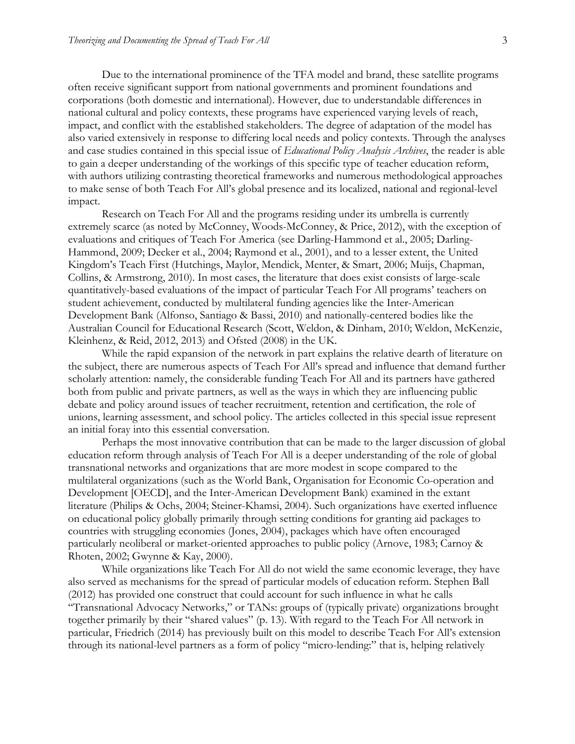Due to the international prominence of the TFA model and brand, these satellite programs often receive significant support from national governments and prominent foundations and corporations (both domestic and international). However, due to understandable differences in national cultural and policy contexts, these programs have experienced varying levels of reach, impact, and conflict with the established stakeholders. The degree of adaptation of the model has also varied extensively in response to differing local needs and policy contexts. Through the analyses and case studies contained in this special issue of *Educational Policy Analysis Archives*, the reader is able to gain a deeper understanding of the workings of this specific type of teacher education reform, with authors utilizing contrasting theoretical frameworks and numerous methodological approaches to make sense of both Teach For All's global presence and its localized, national and regional-level impact.

Research on Teach For All and the programs residing under its umbrella is currently extremely scarce (as noted by McConney, Woods-McConney, & Price, 2012), with the exception of evaluations and critiques of Teach For America (see Darling-Hammond et al., 2005; Darling-Hammond, 2009; Decker et al., 2004; Raymond et al., 2001), and to a lesser extent, the United Kingdom's Teach First (Hutchings, Maylor, Mendick, Menter, & Smart, 2006; Muijs, Chapman, Collins, & Armstrong, 2010). In most cases, the literature that does exist consists of large-scale quantitatively-based evaluations of the impact of particular Teach For All programs' teachers on student achievement, conducted by multilateral funding agencies like the Inter-American Development Bank (Alfonso, Santiago & Bassi, 2010) and nationally-centered bodies like the Australian Council for Educational Research (Scott, Weldon, & Dinham, 2010; Weldon, McKenzie, Kleinhenz, & Reid, 2012, 2013) and Ofsted (2008) in the UK.

While the rapid expansion of the network in part explains the relative dearth of literature on the subject, there are numerous aspects of Teach For All's spread and influence that demand further scholarly attention: namely, the considerable funding Teach For All and its partners have gathered both from public and private partners, as well as the ways in which they are influencing public debate and policy around issues of teacher recruitment, retention and certification, the role of unions, learning assessment, and school policy. The articles collected in this special issue represent an initial foray into this essential conversation.

Perhaps the most innovative contribution that can be made to the larger discussion of global education reform through analysis of Teach For All is a deeper understanding of the role of global transnational networks and organizations that are more modest in scope compared to the multilateral organizations (such as the World Bank, Organisation for Economic Co-operation and Development [OECD], and the Inter-American Development Bank) examined in the extant literature (Philips & Ochs, 2004; Steiner-Khamsi, 2004). Such organizations have exerted influence on educational policy globally primarily through setting conditions for granting aid packages to countries with struggling economies (Jones, 2004), packages which have often encouraged particularly neoliberal or market-oriented approaches to public policy (Arnove, 1983; Carnoy & Rhoten, 2002; Gwynne & Kay, 2000).

While organizations like Teach For All do not wield the same economic leverage, they have also served as mechanisms for the spread of particular models of education reform. Stephen Ball (2012) has provided one construct that could account for such influence in what he calls "Transnational Advocacy Networks," or TANs: groups of (typically private) organizations brought together primarily by their "shared values" (p. 13). With regard to the Teach For All network in particular, Friedrich (2014) has previously built on this model to describe Teach For All's extension through its national-level partners as a form of policy "micro-lending:" that is, helping relatively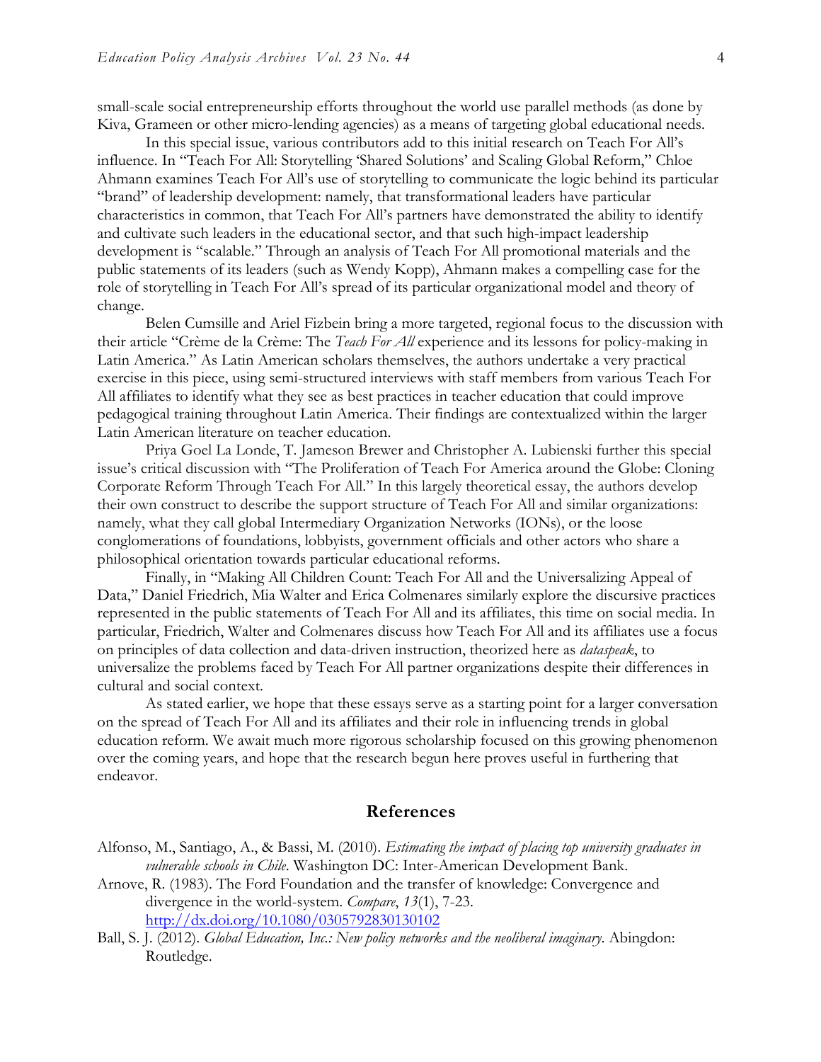small-scale social entrepreneurship efforts throughout the world use parallel methods (as done by Kiva, Grameen or other micro-lending agencies) as a means of targeting global educational needs.

In this special issue, various contributors add to this initial research on Teach For All's influence. In "Teach For All: Storytelling 'Shared Solutions' and Scaling Global Reform," Chloe Ahmann examines Teach For All's use of storytelling to communicate the logic behind its particular "brand" of leadership development: namely, that transformational leaders have particular characteristics in common, that Teach For All's partners have demonstrated the ability to identify and cultivate such leaders in the educational sector, and that such high-impact leadership development is "scalable." Through an analysis of Teach For All promotional materials and the public statements of its leaders (such as Wendy Kopp), Ahmann makes a compelling case for the role of storytelling in Teach For All's spread of its particular organizational model and theory of change.

Belen Cumsille and Ariel Fizbein bring a more targeted, regional focus to the discussion with their article "Crème de la Crème: The *Teach For All* experience and its lessons for policy-making in Latin America." As Latin American scholars themselves, the authors undertake a very practical exercise in this piece, using semi-structured interviews with staff members from various Teach For All affiliates to identify what they see as best practices in teacher education that could improve pedagogical training throughout Latin America. Their findings are contextualized within the larger Latin American literature on teacher education.

Priya Goel La Londe, T. Jameson Brewer and Christopher A. Lubienski further this special issue's critical discussion with "The Proliferation of Teach For America around the Globe: Cloning Corporate Reform Through Teach For All." In this largely theoretical essay, the authors develop their own construct to describe the support structure of Teach For All and similar organizations: namely, what they call global Intermediary Organization Networks (IONs), or the loose conglomerations of foundations, lobbyists, government officials and other actors who share a philosophical orientation towards particular educational reforms.

Finally, in "Making All Children Count: Teach For All and the Universalizing Appeal of Data," Daniel Friedrich, Mia Walter and Erica Colmenares similarly explore the discursive practices represented in the public statements of Teach For All and its affiliates, this time on social media. In particular, Friedrich, Walter and Colmenares discuss how Teach For All and its affiliates use a focus on principles of data collection and data-driven instruction, theorized here as *dataspeak*, to universalize the problems faced by Teach For All partner organizations despite their differences in cultural and social context.

As stated earlier, we hope that these essays serve as a starting point for a larger conversation on the spread of Teach For All and its affiliates and their role in influencing trends in global education reform. We await much more rigorous scholarship focused on this growing phenomenon over the coming years, and hope that the research begun here proves useful in furthering that endeavor.

## References

Alfonso, M., Santiago, A., & Bassi, M. (2010). *Estimating the impact of placing top university graduates in vulnerable schools in Chile*. Washington DC: Inter-American Development Bank.

Arnove, R. (1983). The Ford Foundation and the transfer of knowledge: Convergence and divergence in the world-system. *Compare*, *13*(1), 7-23. http://dx.doi.org/10.1080/0305792830130102

Ball, S. J. (2012). *Global Education, Inc.: New policy networks and the neoliberal imaginary*. Abingdon: Routledge.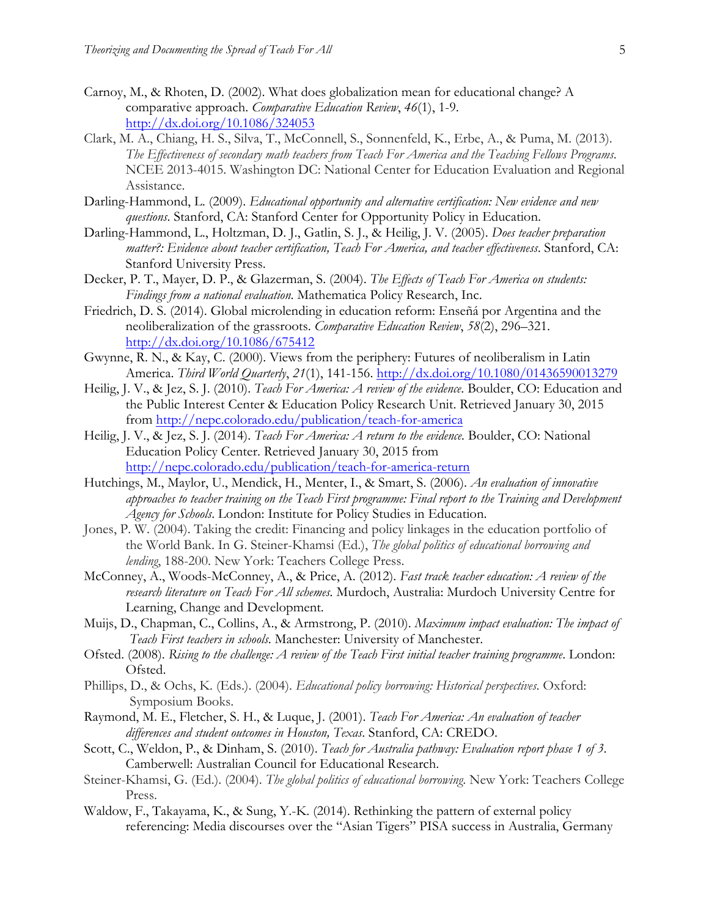Carnoy, M., & Rhoten, D. (2002). What does globalization mean for educational change? A comparative approach. *Comparative Education Review*, *46*(1), 1-9. http://dx.doi.org/10.1086/324053

Clark, M. A., Chiang, H. S., Silva, T., McConnell, S., Sonnenfeld, K., Erbe, A., & Puma, M. (2013). *The Effectiveness of secondary math teachers from Teach For America and the Teaching Fellows Programs*. NCEE 2013-4015. Washington DC: National Center for Education Evaluation and Regional Assistance.

Darling-Hammond, L. (2009). *Educational opportunity and alternative certification: New evidence and new questions*. Stanford, CA: Stanford Center for Opportunity Policy in Education.

Darling-Hammond, L., Holtzman, D. J., Gatlin, S. J., & Heilig, J. V. (2005). *Does teacher preparation matter?: Evidence about teacher certification, Teach For America, and teacher effectiveness*. Stanford, CA: Stanford University Press.

Decker, P. T., Mayer, D. P., & Glazerman, S. (2004). *The Effects of Teach For America on students: Findings from a national evaluation*. Mathematica Policy Research, Inc.

Friedrich, D. S. (2014). Global microlending in education reform: Enseñá por Argentina and the neoliberalization of the grassroots. *Comparative Education Review*, *58*(2), 296–321. http://dx.doi.org/10.1086/675412

Gwynne, R. N., & Kay, C. (2000). Views from the periphery: Futures of neoliberalism in Latin America. *Third World Quarterly*, *21*(1), 141-156. http://dx.doi.org/10.1080/01436590013279

Heilig, J. V., & Jez, S. J. (2010). *Teach For America: A review of the evidence*. Boulder, CO: Education and the Public Interest Center & Education Policy Research Unit. Retrieved January 30, 2015 from http://nepc.colorado.edu/publication/teach-for-america

Heilig, J. V., & Jez, S. J. (2014). *Teach For America: A return to the evidence*. Boulder, CO: National Education Policy Center. Retrieved January 30, 2015 from http://nepc.colorado.edu/publication/teach-for-america-return

Hutchings, M., Maylor, U., Mendick, H., Menter, I., & Smart, S. (2006). *An evaluation of innovative approaches to teacher training on the Teach First programme: Final report to the Training and Development Agency for Schools*. London: Institute for Policy Studies in Education.

Jones, P. W. (2004). Taking the credit: Financing and policy linkages in the education portfolio of the World Bank. In G. Steiner-Khamsi (Ed.), *The global politics of educational borrowing and lending*, 188-200. New York: Teachers College Press.

McConney, A., Woods-McConney, A., & Price, A. (2012). *Fast track teacher education: A review of the research literature on Teach For All schemes*. Murdoch, Australia: Murdoch University Centre for Learning, Change and Development.

Muijs, D., Chapman, C., Collins, A., & Armstrong, P. (2010). *Maximum impact evaluation: The impact of Teach First teachers in schools*. Manchester: University of Manchester.

Ofsted. (2008). *Rising to the challenge: A review of the Teach First initial teacher training programme*. London: Ofsted.

Phillips, D., & Ochs, K. (Eds.). (2004). *Educational policy borrowing: Historical perspectives*. Oxford: Symposium Books.

Raymond, M. E., Fletcher, S. H., & Luque, J. (2001). *Teach For America: An evaluation of teacher differences and student outcomes in Houston, Texas*. Stanford, CA: CREDO.

Scott, C., Weldon, P., & Dinham, S. (2010). *Teach for Australia pathway: Evaluation report phase 1 of 3*. Camberwell: Australian Council for Educational Research.

Steiner-Khamsi, G. (Ed.). (2004). *The global politics of educational borrowing*. New York: Teachers College Press.

Waldow, F., Takayama, K., & Sung, Y.-K. (2014). Rethinking the pattern of external policy referencing: Media discourses over the "Asian Tigers" PISA success in Australia, Germany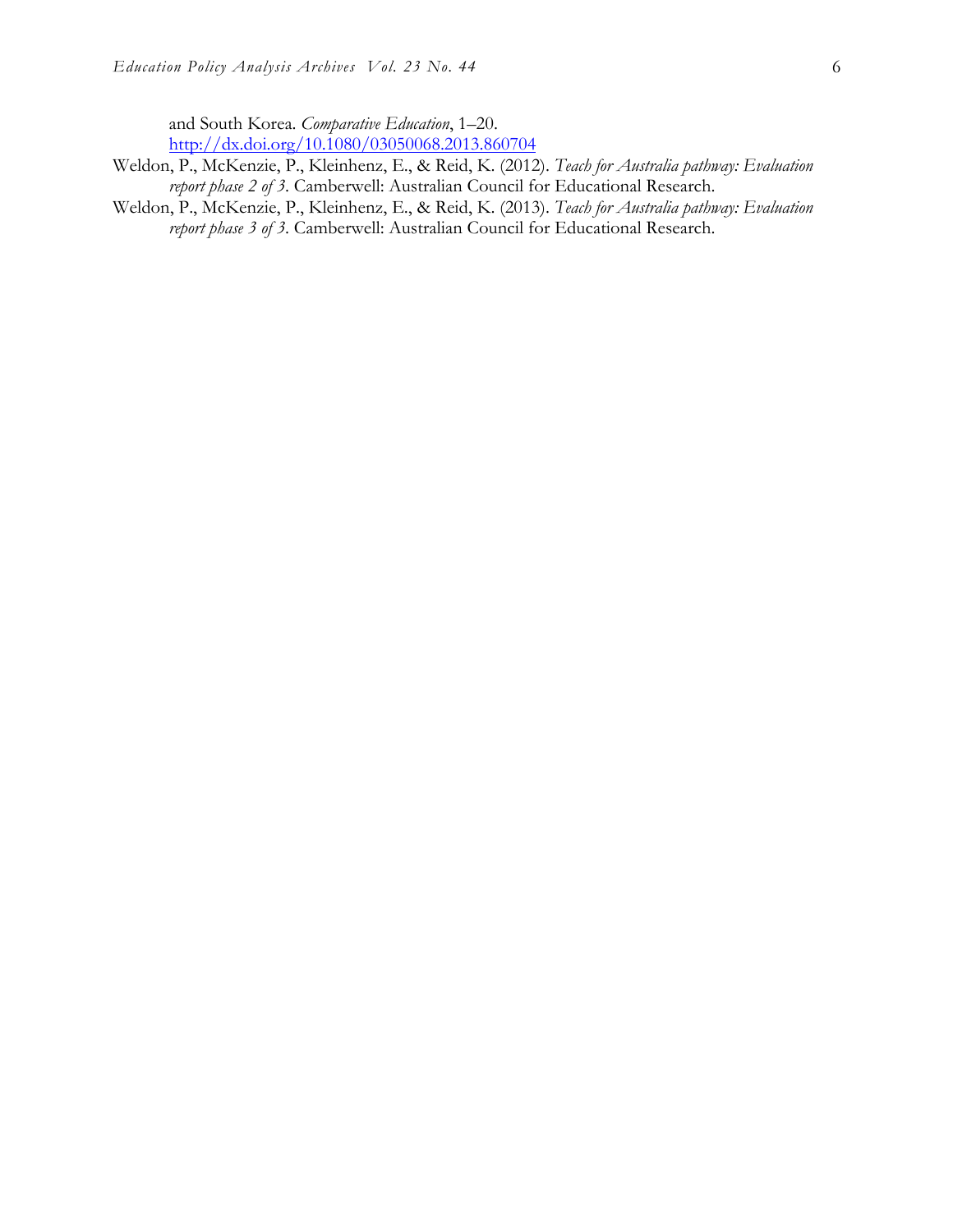and South Korea. *Comparative Education*, 1–20. http://dx.doi.org/10.1080/03050068.2013.860704

Weldon, P., McKenzie, P., Kleinhenz, E., & Reid, K. (2012). *Teach for Australia pathway: Evaluation report phase 2 of 3*. Camberwell: Australian Council for Educational Research.

Weldon, P., McKenzie, P., Kleinhenz, E., & Reid, K. (2013). *Teach for Australia pathway: Evaluation report phase 3 of 3*. Camberwell: Australian Council for Educational Research.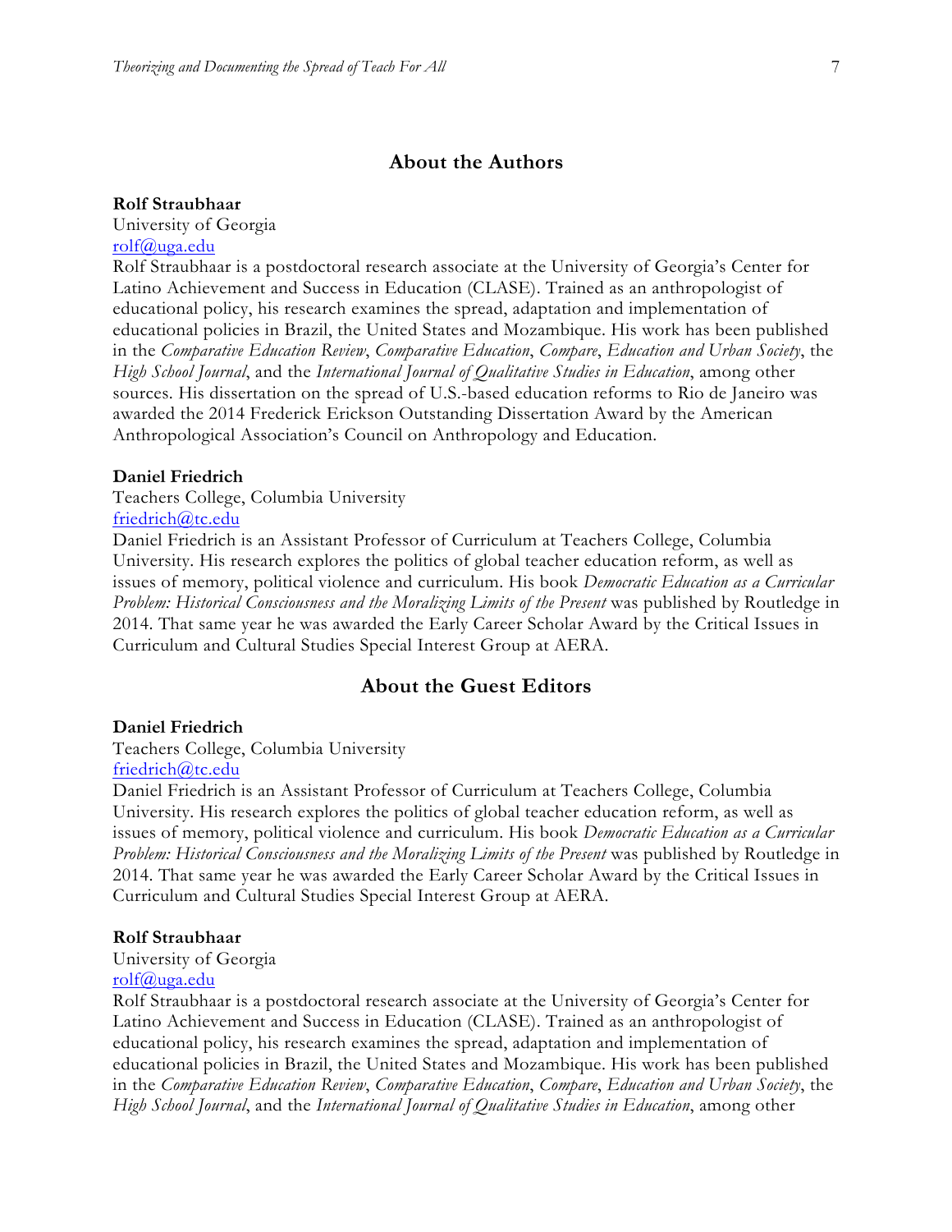## About the Authors

**Rolf Straubhaar**
University of Georgia
rolf@uga.edu
Rolf Straubhaar is a postdoctoral research associate at the University of Georgia's Center for Latino Achievement and Success in Education (CLASE). Trained as an anthropologist of educational policy, his research examines the spread, adaptation and implementation of educational policies in Brazil, the United States and Mozambique. His work has been published in the *Comparative Education Review*, *Comparative Education*, *Compare*, *Education and Urban Society*, the *High School Journal*, and the *International Journal of Qualitative Studies in Education*, among other sources. His dissertation on the spread of U.S.-based education reforms to Rio de Janeiro was awarded the 2014 Frederick Erickson Outstanding Dissertation Award by the American Anthropological Association's Council on Anthropology and Education.

**Daniel Friedrich**
Teachers College, Columbia University
friedrich@tc.edu
Daniel Friedrich is an Assistant Professor of Curriculum at Teachers College, Columbia University. His research explores the politics of global teacher education reform, as well as issues of memory, political violence and curriculum. His book *Democratic Education as a Curricular Problem: Historical Consciousness and the Moralizing Limits of the Present* was published by Routledge in 2014. That same year he was awarded the Early Career Scholar Award by the Critical Issues in Curriculum and Cultural Studies Special Interest Group at AERA.

## About the Guest Editors

**Daniel Friedrich**
Teachers College, Columbia University
friedrich@tc.edu
Daniel Friedrich is an Assistant Professor of Curriculum at Teachers College, Columbia University. His research explores the politics of global teacher education reform, as well as issues of memory, political violence and curriculum. His book *Democratic Education as a Curricular Problem: Historical Consciousness and the Moralizing Limits of the Present* was published by Routledge in 2014. That same year he was awarded the Early Career Scholar Award by the Critical Issues in Curriculum and Cultural Studies Special Interest Group at AERA.

**Rolf Straubhaar**
University of Georgia
rolf@uga.edu
Rolf Straubhaar is a postdoctoral research associate at the University of Georgia's Center for Latino Achievement and Success in Education (CLASE). Trained as an anthropologist of educational policy, his research examines the spread, adaptation and implementation of educational policies in Brazil, the United States and Mozambique. His work has been published in the *Comparative Education Review*, *Comparative Education*, *Compare*, *Education and Urban Society*, the *High School Journal*, and the *International Journal of Qualitative Studies in Education*, among other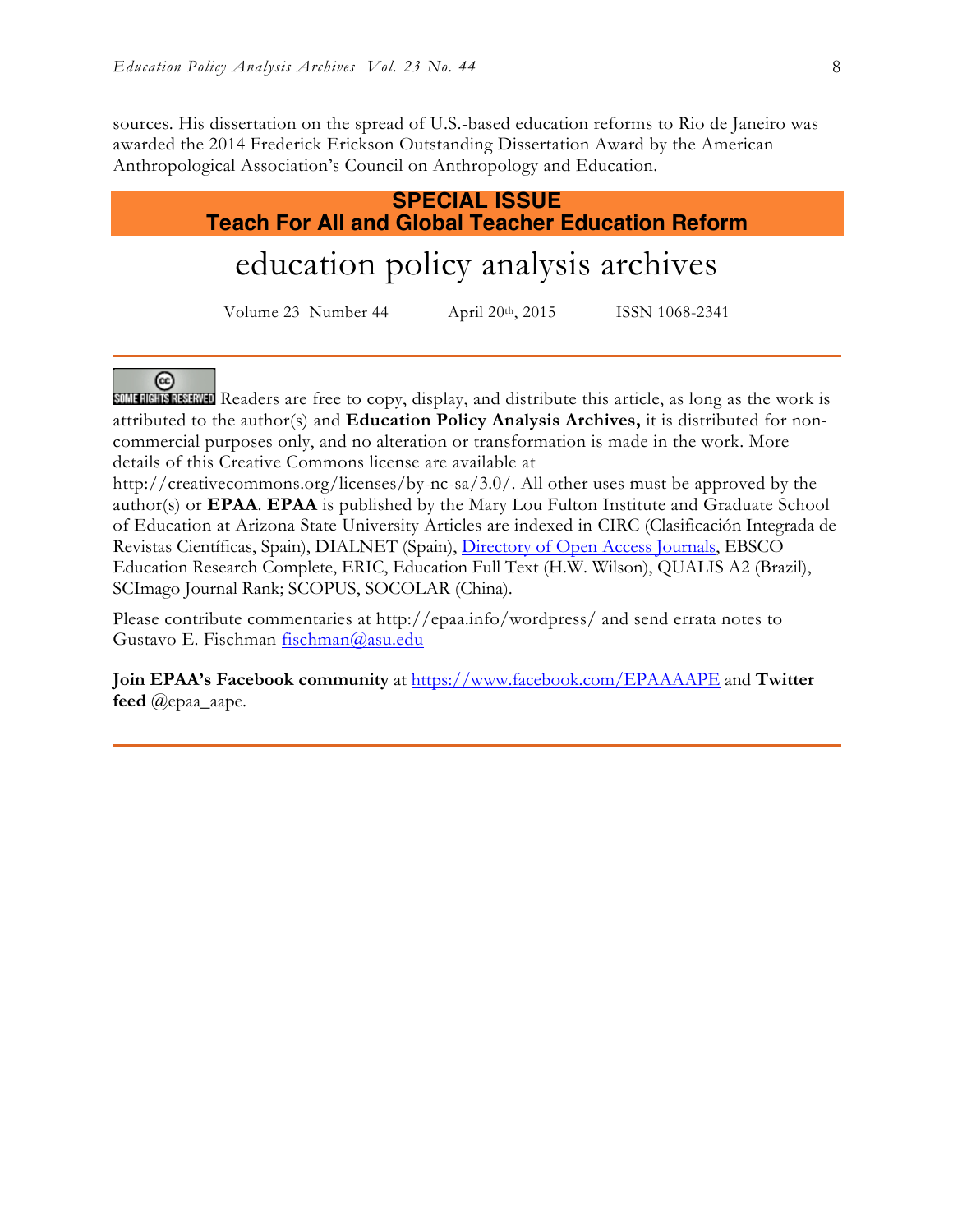sources. His dissertation on the spread of U.S.-based education reforms to Rio de Janeiro was awarded the 2014 Frederick Erickson Outstanding Dissertation Award by the American Anthropological Association's Council on Anthropology and Education.

**SPECIAL ISSUE**
**Teach For All and Global Teacher Education Reform**

# education policy analysis archives

Volume 23 Number 44 April 20th, 2015 ISSN 1068-2341

---

SOME RIGHTS RESERVED Readers are free to copy, display, and distribute this article, as long as the work is attributed to the author(s) and **Education Policy Analysis Archives,** it is distributed for non-commercial purposes only, and no alteration or transformation is made in the work. More details of this Creative Commons license are available at http://creativecommons.org/licenses/by-nc-sa/3.0/. All other uses must be approved by the author(s) or **EPAA**. **EPAA** is published by the Mary Lou Fulton Institute and Graduate School of Education at Arizona State University Articles are indexed in CIRC (Clasificación Integrada de Revistas Científicas, Spain), DIALNET (Spain), Directory of Open Access Journals, EBSCO Education Research Complete, ERIC, Education Full Text (H.W. Wilson), QUALIS A2 (Brazil), SCImago Journal Rank; SCOPUS, SOCOLAR (China).

Please contribute commentaries at http://epaa.info/wordpress/ and send errata notes to Gustavo E. Fischman fischman@asu.edu

**Join EPAA's Facebook community** at https://www.facebook.com/EPAAAAPE and **Twitter feed** @epaa_aape.

---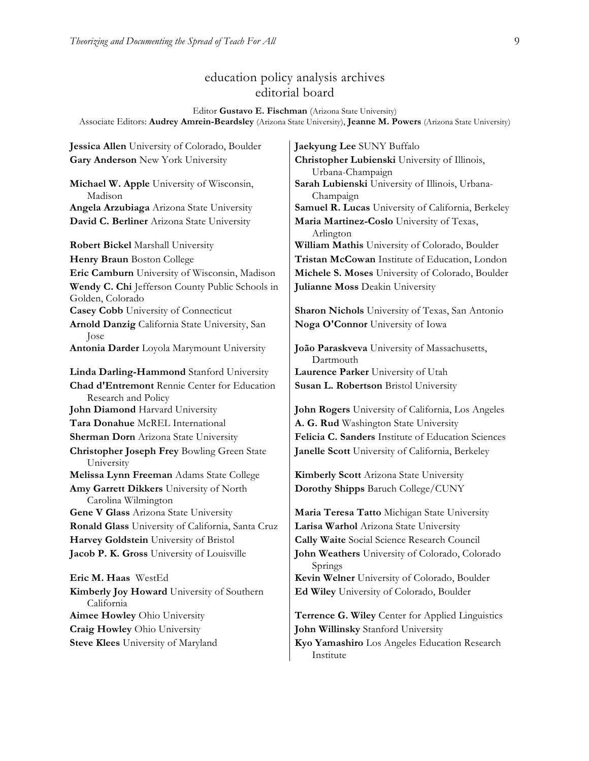# education policy analysis archives
## editorial board

Editor **Gustavo E. Fischman** (Arizona State University)
Associate Editors: **Audrey Amrein-Beardsley** (Arizona State University), **Jeanne M. Powers** (Arizona State University)

**Jessica Allen** University of Colorado, Boulder
**Gary Anderson** New York University
**Michael W. Apple** University of Wisconsin, Madison
**Angela Arzubiaga** Arizona State University
**David C. Berliner** Arizona State University
**Robert Bickel** Marshall University
**Henry Braun** Boston College
**Eric Camburn** University of Wisconsin, Madison
**Wendy C. Chi** Jefferson County Public Schools in Golden, Colorado
**Casey Cobb** University of Connecticut
**Arnold Danzig** California State University, San Jose
**Antonia Darder** Loyola Marymount University
**Linda Darling-Hammond** Stanford University
**Chad d'Entremont** Rennie Center for Education Research and Policy
**John Diamond** Harvard University
**Tara Donahue** McREL International
**Sherman Dorn** Arizona State University
**Christopher Joseph Frey** Bowling Green State University
**Melissa Lynn Freeman** Adams State College
**Amy Garrett Dikkers** University of North Carolina Wilmington
**Gene V Glass** Arizona State University
**Ronald Glass** University of California, Santa Cruz
**Harvey Goldstein** University of Bristol
**Jacob P. K. Gross** University of Louisville
**Eric M. Haas** WestEd
**Kimberly Joy Howard** University of Southern California
**Aimee Howley** Ohio University
**Craig Howley** Ohio University
**Steve Klees** University of Maryland
**Jaekyung Lee** SUNY Buffalo
**Christopher Lubienski** University of Illinois, Urbana-Champaign
**Sarah Lubienski** University of Illinois, Urbana-Champaign
**Samuel R. Lucas** University of California, Berkeley
**Maria Martinez-Coslo** University of Texas, Arlington
**William Mathis** University of Colorado, Boulder
**Tristan McCowan** Institute of Education, London
**Michele S. Moses** University of Colorado, Boulder
**Julianne Moss** Deakin University
**Sharon Nichols** University of Texas, San Antonio
**Noga O'Connor** University of Iowa
**João Paraskveva** University of Massachusetts, Dartmouth
**Laurence Parker** University of Utah
**Susan L. Robertson** Bristol University
**John Rogers** University of California, Los Angeles
**A. G. Rud** Washington State University
**Felicia C. Sanders** Institute of Education Sciences
**Janelle Scott** University of California, Berkeley
**Kimberly Scott** Arizona State University
**Dorothy Shipps** Baruch College/CUNY
**Maria Teresa Tatto** Michigan State University
**Larisa Warhol** Arizona State University
**Cally Waite** Social Science Research Council
**John Weathers** University of Colorado, Colorado Springs
**Kevin Welner** University of Colorado, Boulder
**Ed Wiley** University of Colorado, Boulder
**Terrence G. Wiley** Center for Applied Linguistics
**John Willinsky** Stanford University
**Kyo Yamashiro** Los Angeles Education Research Institute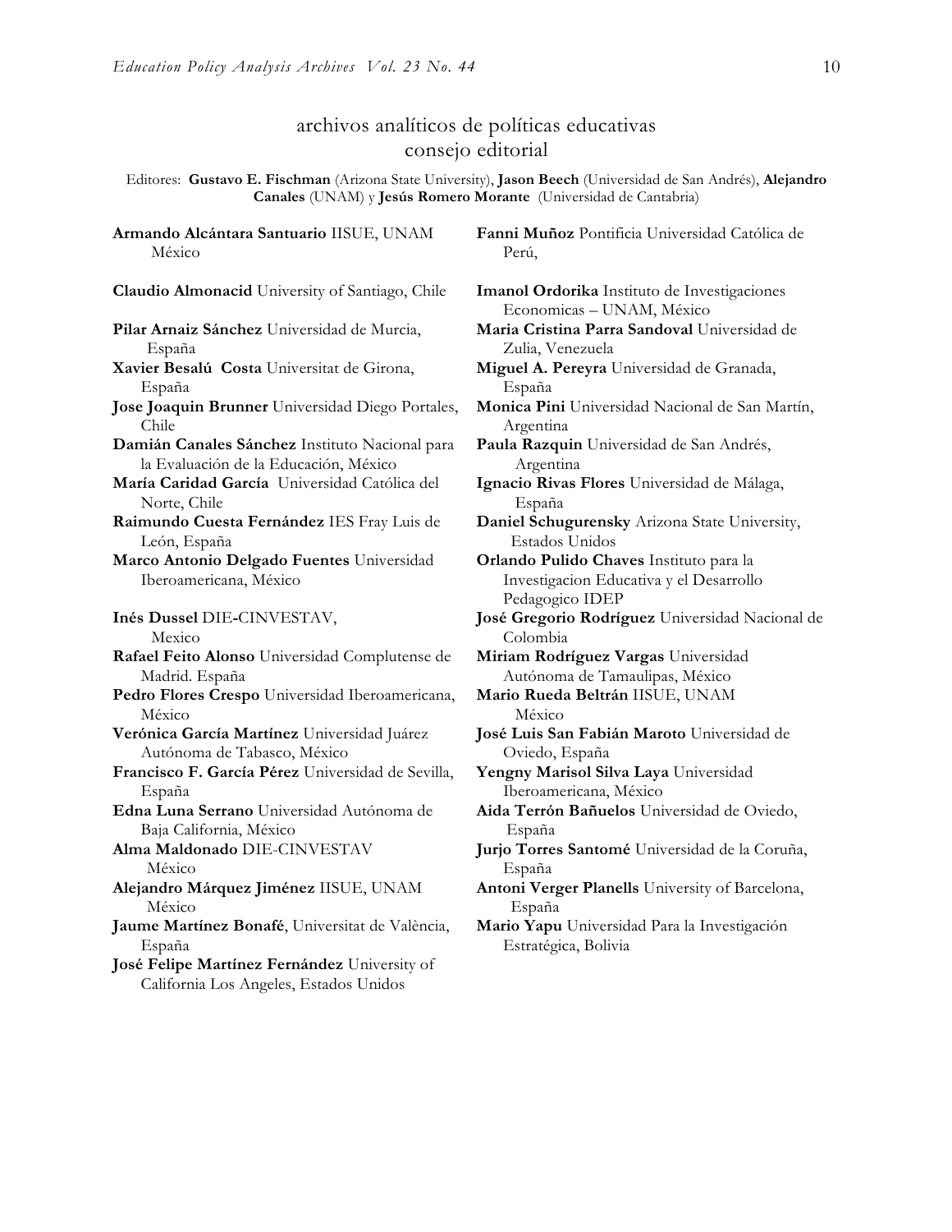# archivos analíticos de políticas educativas
## consejo editorial

Editores: **Gustavo E. Fischman** (Arizona State University), **Jason Beech** (Universidad de San Andrés), **Alejandro Canales** (UNAM) y **Jesús Romero Morante** (Universidad de Cantabria)

**Armando Alcántara Santuario** IISUE, UNAM México

**Claudio Almonacid** University of Santiago, Chile

**Pilar Arnaiz Sánchez** Universidad de Murcia, España

**Xavier Besalú Costa** Universitat de Girona, España

**Jose Joaquin Brunner** Universidad Diego Portales, Chile

**Damián Canales Sánchez** Instituto Nacional para la Evaluación de la Educación, México

**María Caridad García** Universidad Católica del Norte, Chile

**Raimundo Cuesta Fernández** IES Fray Luis de León, España

**Marco Antonio Delgado Fuentes** Universidad Iberoamericana, México

**Inés Dussel** DIE-CINVESTAV, Mexico

**Rafael Feito Alonso** Universidad Complutense de Madrid. España

**Pedro Flores Crespo** Universidad Iberoamericana, México

**Verónica García Martínez** Universidad Juárez Autónoma de Tabasco, México

**Francisco F. García Pérez** Universidad de Sevilla, España

**Edna Luna Serrano** Universidad Autónoma de Baja California, México

**Alma Maldonado** DIE-CINVESTAV México

**Alejandro Márquez Jiménez** IISUE, UNAM México

**Jaume Martínez Bonafé**, Universitat de València, España

**José Felipe Martínez Fernández** University of California Los Angeles, Estados Unidos

**Fanni Muñoz** Pontificia Universidad Católica de Perú,

**Imanol Ordorika** Instituto de Investigaciones Economicas – UNAM, México

**Maria Cristina Parra Sandoval** Universidad de Zulia, Venezuela

**Miguel A. Pereyra** Universidad de Granada, España

**Monica Pini** Universidad Nacional de San Martín, Argentina

**Paula Razquin** Universidad de San Andrés, Argentina

**Ignacio Rivas Flores** Universidad de Málaga, España

**Daniel Schugurensky** Arizona State University, Estados Unidos

**Orlando Pulido Chaves** Instituto para la Investigacion Educativa y el Desarrollo Pedagogico IDEP

**José Gregorio Rodríguez** Universidad Nacional de Colombia

**Miriam Rodríguez Vargas** Universidad Autónoma de Tamaulipas, México

**Mario Rueda Beltrán** IISUE, UNAM México

**José Luis San Fabián Maroto** Universidad de Oviedo, España

**Yengny Marisol Silva Laya** Universidad Iberoamericana, México

**Aida Terrón Bañuelos** Universidad de Oviedo, España

**Jurjo Torres Santomé** Universidad de la Coruña, España

**Antoni Verger Planells** University of Barcelona, España

**Mario Yapu** Universidad Para la Investigación Estratégica, Bolivia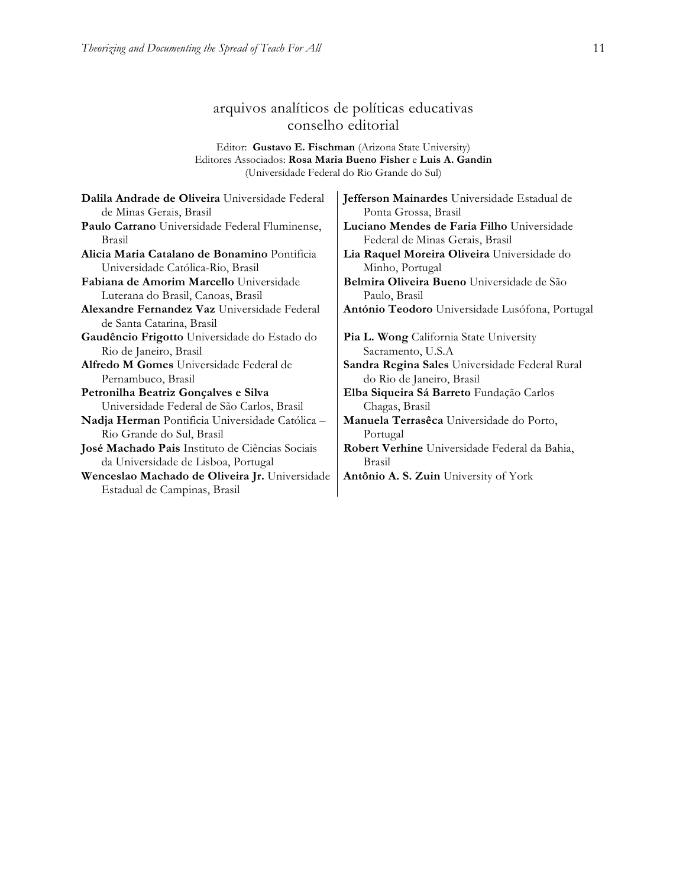## arquivos analíticos de políticas educativas
## conselho editorial

Editor: **Gustavo E. Fischman** (Arizona State University)
Editores Associados: **Rosa Maria Bueno Fisher** e **Luis A. Gandin** (Universidade Federal do Rio Grande do Sul)

**Dalila Andrade de Oliveira** Universidade Federal de Minas Gerais, Brasil

**Paulo Carrano** Universidade Federal Fluminense, Brasil

**Alicia Maria Catalano de Bonamino** Pontificia Universidade Católica-Rio, Brasil

**Fabiana de Amorim Marcello** Universidade Luterana do Brasil, Canoas, Brasil

**Alexandre Fernandez Vaz** Universidade Federal de Santa Catarina, Brasil

**Gaudêncio Frigotto** Universidade do Estado do Rio de Janeiro, Brasil

**Alfredo M Gomes** Universidade Federal de Pernambuco, Brasil

**Petronilha Beatriz Gonçalves e Silva** Universidade Federal de São Carlos, Brasil

**Nadja Herman** Pontificia Universidade Católica – Rio Grande do Sul, Brasil

**José Machado Pais** Instituto de Ciências Sociais da Universidade de Lisboa, Portugal

**Wenceslao Machado de Oliveira Jr.** Universidade Estadual de Campinas, Brasil

**Jefferson Mainardes** Universidade Estadual de Ponta Grossa, Brasil

**Luciano Mendes de Faria Filho** Universidade Federal de Minas Gerais, Brasil

**Lia Raquel Moreira Oliveira** Universidade do Minho, Portugal

**Belmira Oliveira Bueno** Universidade de São Paulo, Brasil

**António Teodoro** Universidade Lusófona, Portugal

**Pia L. Wong** California State University Sacramento, U.S.A

**Sandra Regina Sales** Universidade Federal Rural do Rio de Janeiro, Brasil

**Elba Siqueira Sá Barreto** Fundação Carlos Chagas, Brasil

**Manuela Terrasêca** Universidade do Porto, Portugal

**Robert Verhine** Universidade Federal da Bahia, Brasil

**Antônio A. S. Zuin** University of York